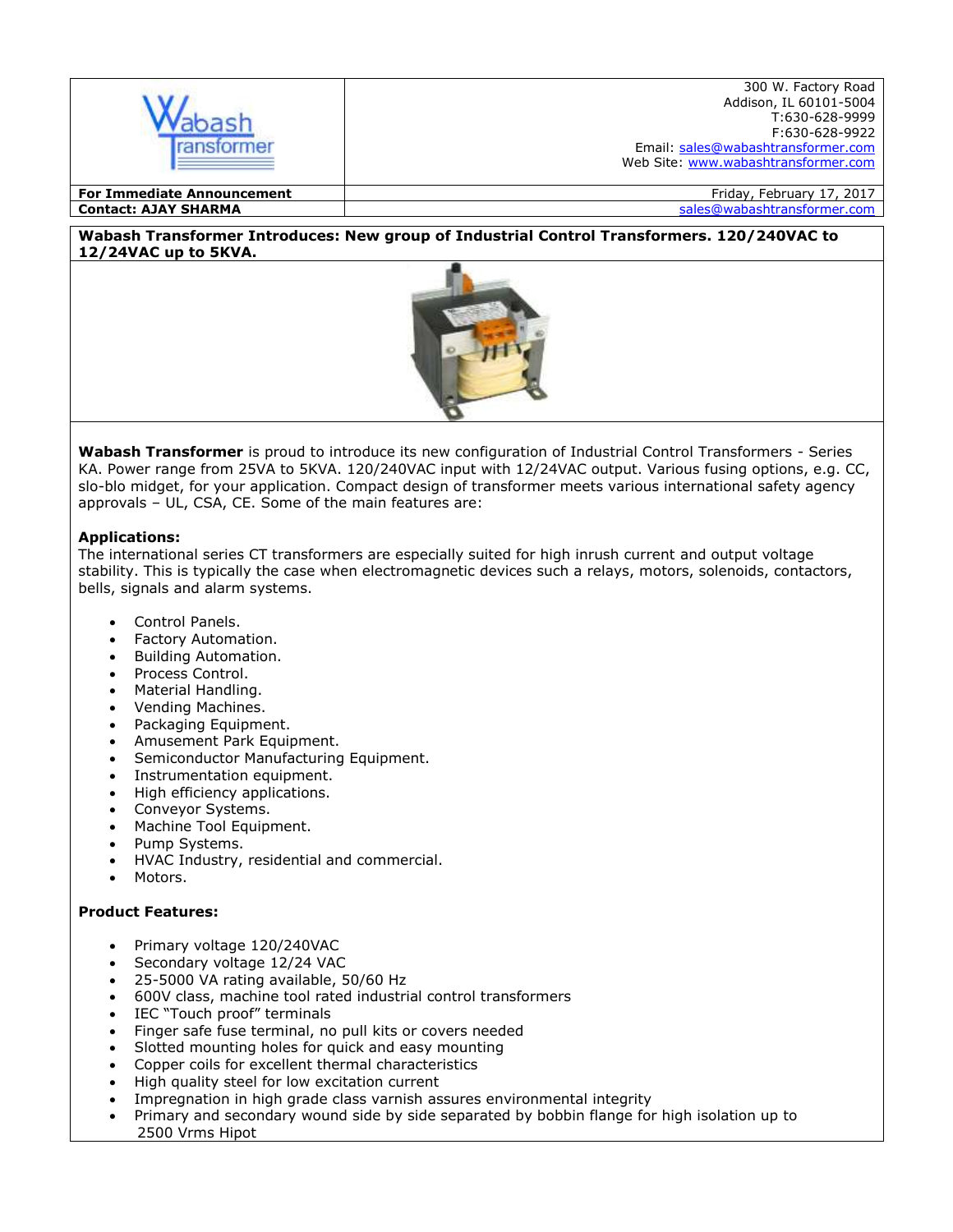Wabash Transformer

300 W. Factory Road
Addison, IL 60101-5004
T:630-628-9999
F:630-628-9922
Email: sales@wabashtransformer.com
Web Site: www.wabashtransformer.com

| **For Immediate Announcement** | Friday, February 17, 2017 |
| --- | --- |
| **Contact: AJAY SHARMA** | sales@wabashtransformer.com |

**Wabash Transformer Introduces: New group of Industrial Control Transformers. 120/240VAC to 12/24VAC up to 5KVA.**

**Wabash Transformer** is proud to introduce its new configuration of Industrial Control Transformers - Series KA. Power range from 25VA to 5KVA. 120/240VAC input with 12/24VAC output. Various fusing options, e.g. CC, slo-blo midget, for your application. Compact design of transformer meets various international safety agency approvals – UL, CSA, CE. Some of the main features are:

**Applications:**

The international series CT transformers are especially suited for high inrush current and output voltage stability. This is typically the case when electromagnetic devices such a relays, motors, solenoids, contactors, bells, signals and alarm systems.

- Control Panels.
- Factory Automation.
- Building Automation.
- Process Control.
- Material Handling.
- Vending Machines.
- Packaging Equipment.
- Amusement Park Equipment.
- Semiconductor Manufacturing Equipment.
- Instrumentation equipment.
- High efficiency applications.
- Conveyor Systems.
- Machine Tool Equipment.
- Pump Systems.
- HVAC Industry, residential and commercial.
- Motors.

**Product Features:**

- Primary voltage 120/240VAC
- Secondary voltage 12/24 VAC
- 25-5000 VA rating available, 50/60 Hz
- 600V class, machine tool rated industrial control transformers
- IEC "Touch proof" terminals
- Finger safe fuse terminal, no pull kits or covers needed
- Slotted mounting holes for quick and easy mounting
- Copper coils for excellent thermal characteristics
- High quality steel for low excitation current
- Impregnation in high grade class varnish assures environmental integrity
- Primary and secondary wound side by side separated by bobbin flange for high isolation up to 2500 Vrms Hipot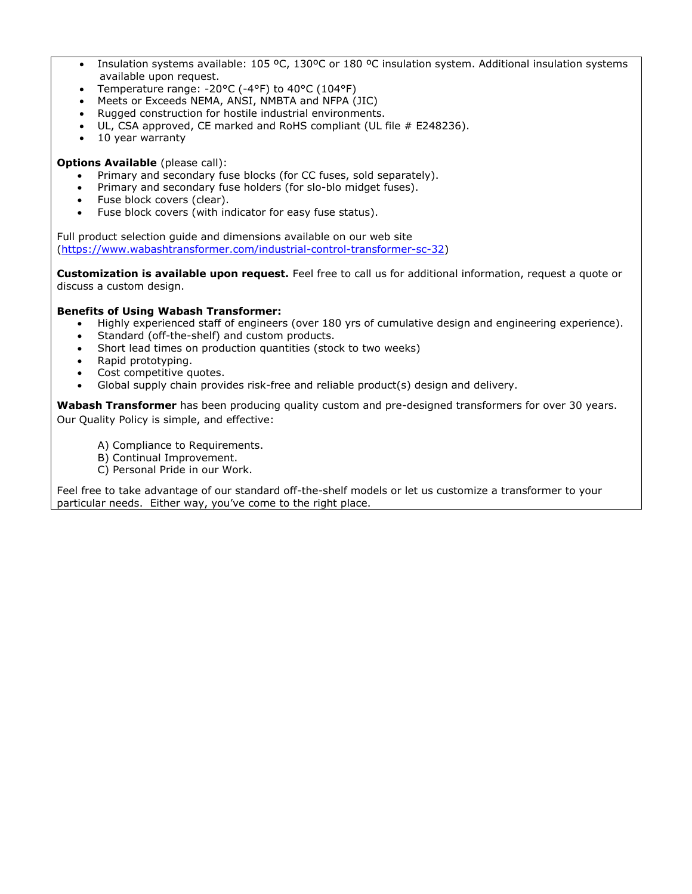- Insulation systems available: 105 ºC, 130ºC or 180 ºC insulation system. Additional insulation systems available upon request.
- Temperature range: -20°C (-4°F) to 40°C (104°F)
- Meets or Exceeds NEMA, ANSI, NMBTA and NFPA (JIC)
- Rugged construction for hostile industrial environments.
- UL, CSA approved, CE marked and RoHS compliant (UL file # E248236).
- 10 year warranty

**Options Available** (please call):

- Primary and secondary fuse blocks (for CC fuses, sold separately).
- Primary and secondary fuse holders (for slo-blo midget fuses).
- Fuse block covers (clear).
- Fuse block covers (with indicator for easy fuse status).

Full product selection guide and dimensions available on our web site (https://www.wabashtransformer.com/industrial-control-transformer-sc-32)

**Customization is available upon request.** Feel free to call us for additional information, request a quote or discuss a custom design.

**Benefits of Using Wabash Transformer:**

- Highly experienced staff of engineers (over 180 yrs of cumulative design and engineering experience).
- Standard (off-the-shelf) and custom products.
- Short lead times on production quantities (stock to two weeks)
- Rapid prototyping.
- Cost competitive quotes.
- Global supply chain provides risk-free and reliable product(s) design and delivery.

**Wabash Transformer** has been producing quality custom and pre-designed transformers for over 30 years. Our Quality Policy is simple, and effective:

A) Compliance to Requirements.
B) Continual Improvement.
C) Personal Pride in our Work.

Feel free to take advantage of our standard off-the-shelf models or let us customize a transformer to your particular needs. Either way, you've come to the right place.